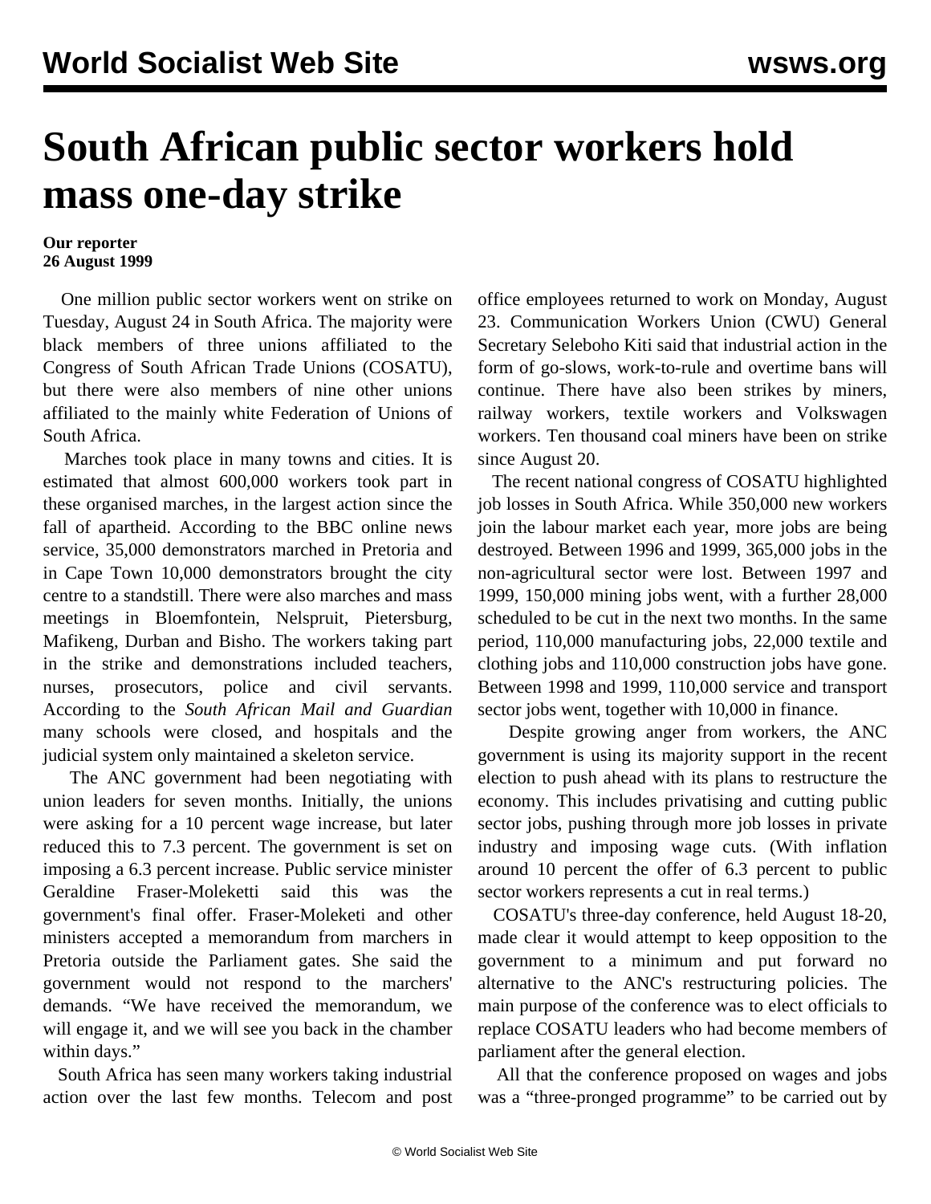# South African public sector workers hold mass one-day strike

**Our reporter**
**26 August 1999**

One million public sector workers went on strike on Tuesday, August 24 in South Africa. The majority were black members of three unions affiliated to the Congress of South African Trade Unions (COSATU), but there were also members of nine other unions affiliated to the mainly white Federation of Unions of South Africa.

Marches took place in many towns and cities. It is estimated that almost 600,000 workers took part in these organised marches, in the largest action since the fall of apartheid. According to the BBC online news service, 35,000 demonstrators marched in Pretoria and in Cape Town 10,000 demonstrators brought the city centre to a standstill. There were also marches and mass meetings in Bloemfontein, Nelspruit, Pietersburg, Mafikeng, Durban and Bisho. The workers taking part in the strike and demonstrations included teachers, nurses, prosecutors, police and civil servants. According to the *South African Mail and Guardian* many schools were closed, and hospitals and the judicial system only maintained a skeleton service.

The ANC government had been negotiating with union leaders for seven months. Initially, the unions were asking for a 10 percent wage increase, but later reduced this to 7.3 percent. The government is set on imposing a 6.3 percent increase. Public service minister Geraldine Fraser-Moleketti said this was the government's final offer. Fraser-Moleketi and other ministers accepted a memorandum from marchers in Pretoria outside the Parliament gates. She said the government would not respond to the marchers' demands. “We have received the memorandum, we will engage it, and we will see you back in the chamber within days.”

South Africa has seen many workers taking industrial action over the last few months. Telecom and post office employees returned to work on Monday, August 23. Communication Workers Union (CWU) General Secretary Seleboho Kiti said that industrial action in the form of go-slows, work-to-rule and overtime bans will continue. There have also been strikes by miners, railway workers, textile workers and Volkswagen workers. Ten thousand coal miners have been on strike since August 20.

The recent national congress of COSATU highlighted job losses in South Africa. While 350,000 new workers join the labour market each year, more jobs are being destroyed. Between 1996 and 1999, 365,000 jobs in the non-agricultural sector were lost. Between 1997 and 1999, 150,000 mining jobs went, with a further 28,000 scheduled to be cut in the next two months. In the same period, 110,000 manufacturing jobs, 22,000 textile and clothing jobs and 110,000 construction jobs have gone. Between 1998 and 1999, 110,000 service and transport sector jobs went, together with 10,000 in finance.

Despite growing anger from workers, the ANC government is using its majority support in the recent election to push ahead with its plans to restructure the economy. This includes privatising and cutting public sector jobs, pushing through more job losses in private industry and imposing wage cuts. (With inflation around 10 percent the offer of 6.3 percent to public sector workers represents a cut in real terms.)

COSATU's three-day conference, held August 18-20, made clear it would attempt to keep opposition to the government to a minimum and put forward no alternative to the ANC's restructuring policies. The main purpose of the conference was to elect officials to replace COSATU leaders who had become members of parliament after the general election.

All that the conference proposed on wages and jobs was a “three-pronged programme” to be carried out by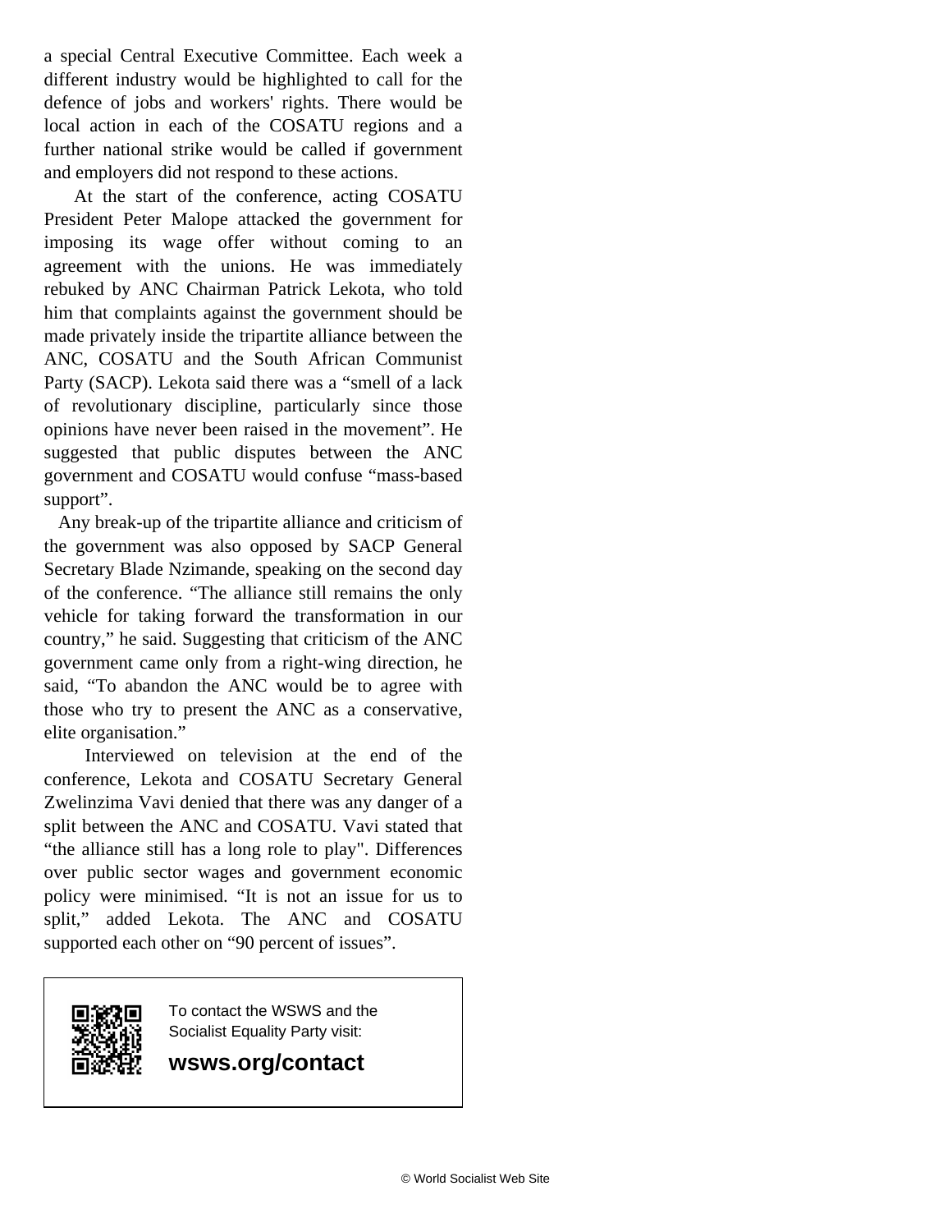a special Central Executive Committee. Each week a different industry would be highlighted to call for the defence of jobs and workers' rights. There would be local action in each of the COSATU regions and a further national strike would be called if government and employers did not respond to these actions.

At the start of the conference, acting COSATU President Peter Malope attacked the government for imposing its wage offer without coming to an agreement with the unions. He was immediately rebuked by ANC Chairman Patrick Lekota, who told him that complaints against the government should be made privately inside the tripartite alliance between the ANC, COSATU and the South African Communist Party (SACP). Lekota said there was a “smell of a lack of revolutionary discipline, particularly since those opinions have never been raised in the movement”. He suggested that public disputes between the ANC government and COSATU would confuse “mass-based support”.

Any break-up of the tripartite alliance and criticism of the government was also opposed by SACP General Secretary Blade Nzimande, speaking on the second day of the conference. “The alliance still remains the only vehicle for taking forward the transformation in our country,” he said. Suggesting that criticism of the ANC government came only from a right-wing direction, he said, “To abandon the ANC would be to agree with those who try to present the ANC as a conservative, elite organisation.”

Interviewed on television at the end of the conference, Lekota and COSATU Secretary General Zwelinzima Vavi denied that there was any danger of a split between the ANC and COSATU. Vavi stated that “the alliance still has a long role to play". Differences over public sector wages and government economic policy were minimised. “It is not an issue for us to split,” added Lekota. The ANC and COSATU supported each other on “90 percent of issues”.

To contact the WSWS and the Socialist Equality Party visit:

**wsws.org/contact**